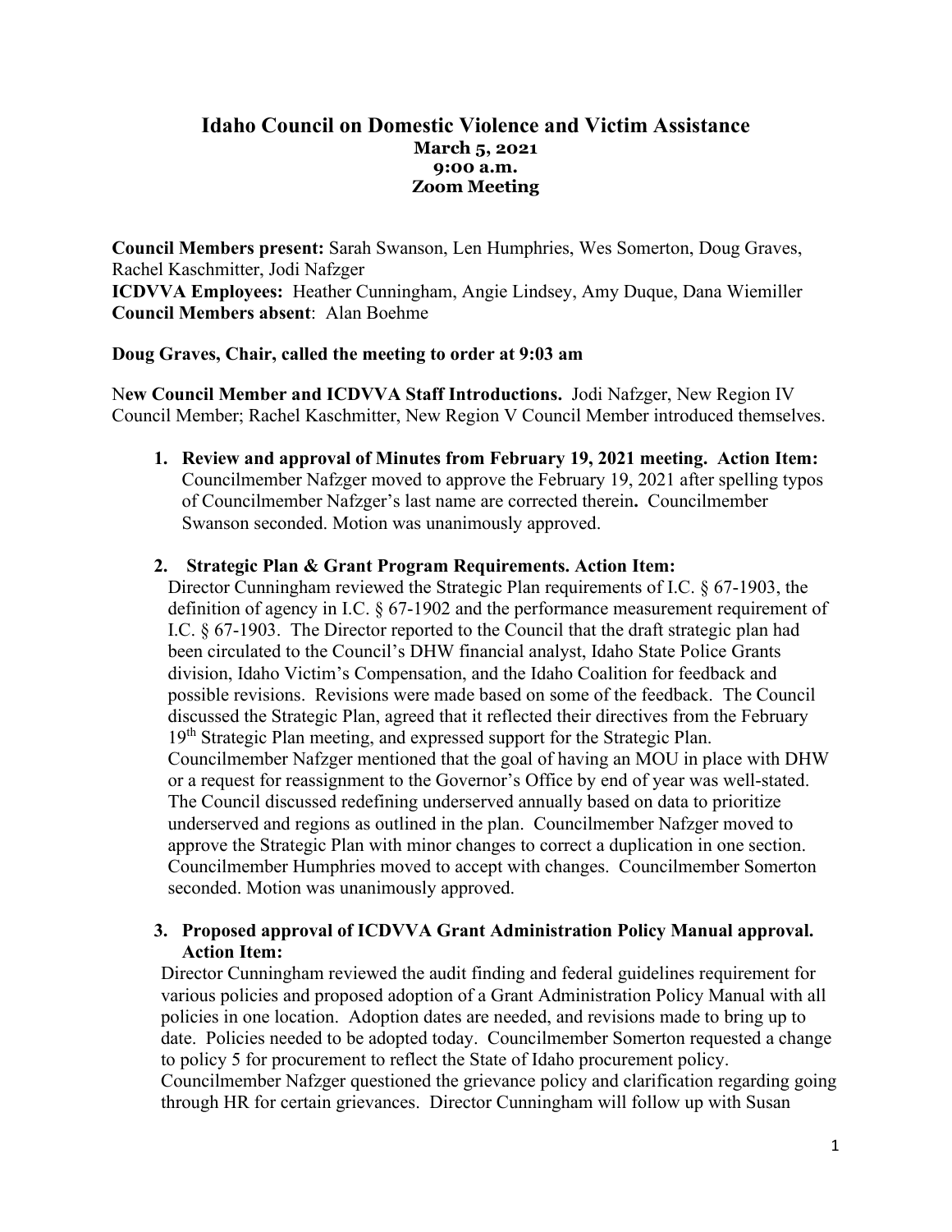# Idaho Council on Domestic Violence and Victim Assistance

**March 5, 2021**
**9:00 a.m.**
**Zoom Meeting**

**Council Members present:** Sarah Swanson, Len Humphries, Wes Somerton, Doug Graves, Rachel Kaschmitter, Jodi Nafzger
**ICDVVA Employees:** Heather Cunningham, Angie Lindsey, Amy Duque, Dana Wiemiller
**Council Members absent**: Alan Boehme

**Doug Graves, Chair, called the meeting to order at 9:03 am**

N**ew Council Member and ICDVVA Staff Introductions.** Jodi Nafzger, New Region IV Council Member; Rachel Kaschmitter, New Region V Council Member introduced themselves.

1. **Review and approval of Minutes from February 19, 2021 meeting. Action Item:** Councilmember Nafzger moved to approve the February 19, 2021 after spelling typos of Councilmember Nafzger's last name are corrected therein**.** Councilmember Swanson seconded. Motion was unanimously approved.

2. **Strategic Plan & Grant Program Requirements. Action Item:** Director Cunningham reviewed the Strategic Plan requirements of I.C. § 67-1903, the definition of agency in I.C. § 67-1902 and the performance measurement requirement of I.C. § 67-1903. The Director reported to the Council that the draft strategic plan had been circulated to the Council's DHW financial analyst, Idaho State Police Grants division, Idaho Victim's Compensation, and the Idaho Coalition for feedback and possible revisions. Revisions were made based on some of the feedback. The Council discussed the Strategic Plan, agreed that it reflected their directives from the February 19th Strategic Plan meeting, and expressed support for the Strategic Plan. Councilmember Nafzger mentioned that the goal of having an MOU in place with DHW or a request for reassignment to the Governor's Office by end of year was well-stated. The Council discussed redefining underserved annually based on data to prioritize underserved and regions as outlined in the plan. Councilmember Nafzger moved to approve the Strategic Plan with minor changes to correct a duplication in one section. Councilmember Humphries moved to accept with changes. Councilmember Somerton seconded. Motion was unanimously approved.

3. **Proposed approval of ICDVVA Grant Administration Policy Manual approval. Action Item:** Director Cunningham reviewed the audit finding and federal guidelines requirement for various policies and proposed adoption of a Grant Administration Policy Manual with all policies in one location. Adoption dates are needed, and revisions made to bring up to date. Policies needed to be adopted today. Councilmember Somerton requested a change to policy 5 for procurement to reflect the State of Idaho procurement policy. Councilmember Nafzger questioned the grievance policy and clarification regarding going through HR for certain grievances. Director Cunningham will follow up with Susan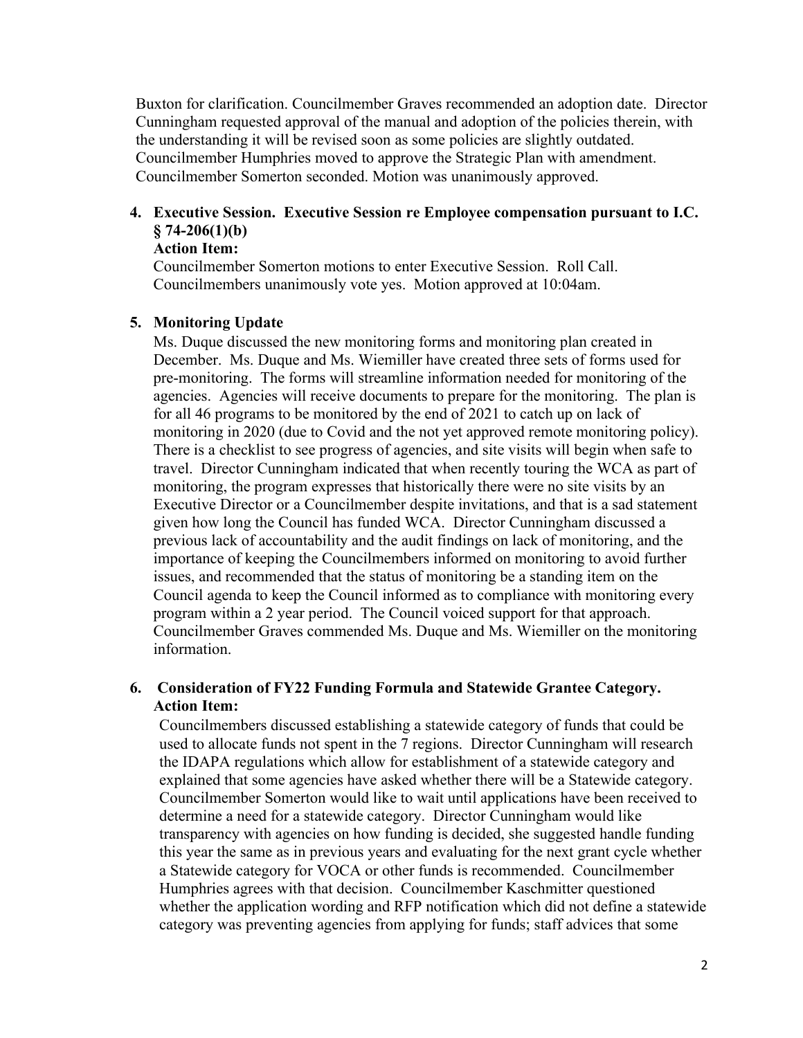Buxton for clarification. Councilmember Graves recommended an adoption date. Director Cunningham requested approval of the manual and adoption of the policies therein, with the understanding it will be revised soon as some policies are slightly outdated. Councilmember Humphries moved to approve the Strategic Plan with amendment. Councilmember Somerton seconded. Motion was unanimously approved.

4. **Executive Session. Executive Session re Employee compensation pursuant to I.C. § 74-206(1)(b)**
   **Action Item:**
   Councilmember Somerton motions to enter Executive Session. Roll Call. Councilmembers unanimously vote yes. Motion approved at 10:04am.

5. **Monitoring Update**
   Ms. Duque discussed the new monitoring forms and monitoring plan created in December. Ms. Duque and Ms. Wiemiller have created three sets of forms used for pre-monitoring. The forms will streamline information needed for monitoring of the agencies. Agencies will receive documents to prepare for the monitoring. The plan is for all 46 programs to be monitored by the end of 2021 to catch up on lack of monitoring in 2020 (due to Covid and the not yet approved remote monitoring policy). There is a checklist to see progress of agencies, and site visits will begin when safe to travel. Director Cunningham indicated that when recently touring the WCA as part of monitoring, the program expresses that historically there were no site visits by an Executive Director or a Councilmember despite invitations, and that is a sad statement given how long the Council has funded WCA. Director Cunningham discussed a previous lack of accountability and the audit findings on lack of monitoring, and the importance of keeping the Councilmembers informed on monitoring to avoid further issues, and recommended that the status of monitoring be a standing item on the Council agenda to keep the Council informed as to compliance with monitoring every program within a 2 year period. The Council voiced support for that approach. Councilmember Graves commended Ms. Duque and Ms. Wiemiller on the monitoring information.

6. **Consideration of FY22 Funding Formula and Statewide Grantee Category.**
   **Action Item:**
   Councilmembers discussed establishing a statewide category of funds that could be used to allocate funds not spent in the 7 regions. Director Cunningham will research the IDAPA regulations which allow for establishment of a statewide category and explained that some agencies have asked whether there will be a Statewide category. Councilmember Somerton would like to wait until applications have been received to determine a need for a statewide category. Director Cunningham would like transparency with agencies on how funding is decided, she suggested handle funding this year the same as in previous years and evaluating for the next grant cycle whether a Statewide category for VOCA or other funds is recommended. Councilmember Humphries agrees with that decision. Councilmember Kaschmitter questioned whether the application wording and RFP notification which did not define a statewide category was preventing agencies from applying for funds; staff advices that some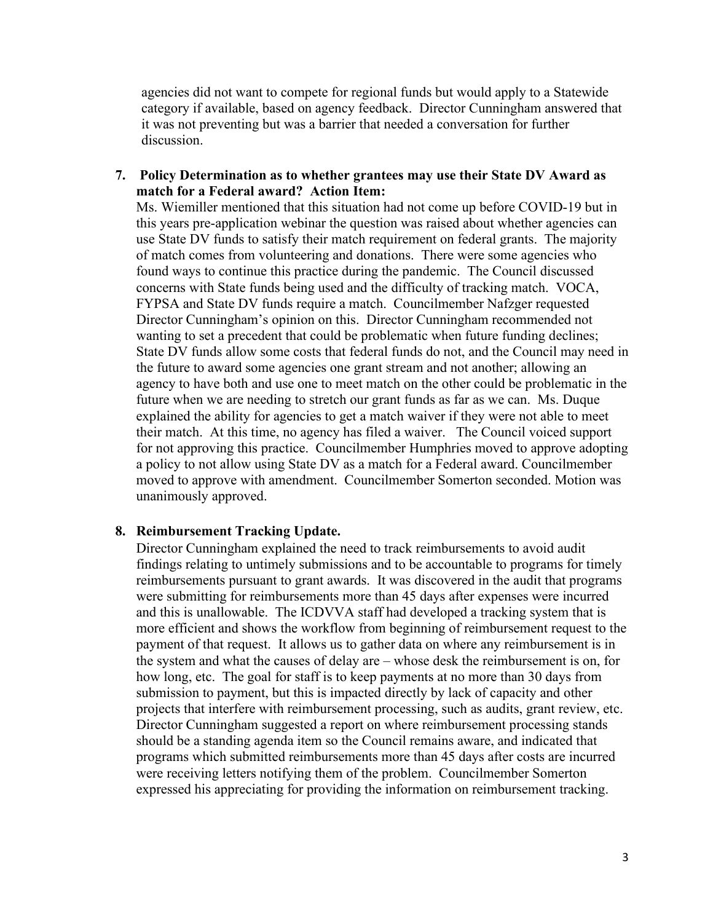agencies did not want to compete for regional funds but would apply to a Statewide category if available, based on agency feedback. Director Cunningham answered that it was not preventing but was a barrier that needed a conversation for further discussion.

7. **Policy Determination as to whether grantees may use their State DV Award as match for a Federal award? Action Item:**
   Ms. Wiemiller mentioned that this situation had not come up before COVID-19 but in this years pre-application webinar the question was raised about whether agencies can use State DV funds to satisfy their match requirement on federal grants. The majority of match comes from volunteering and donations. There were some agencies who found ways to continue this practice during the pandemic. The Council discussed concerns with State funds being used and the difficulty of tracking match. VOCA, FYPSA and State DV funds require a match. Councilmember Nafzger requested Director Cunningham's opinion on this. Director Cunningham recommended not wanting to set a precedent that could be problematic when future funding declines; State DV funds allow some costs that federal funds do not, and the Council may need in the future to award some agencies one grant stream and not another; allowing an agency to have both and use one to meet match on the other could be problematic in the future when we are needing to stretch our grant funds as far as we can. Ms. Duque explained the ability for agencies to get a match waiver if they were not able to meet their match. At this time, no agency has filed a waiver. The Council voiced support for not approving this practice. Councilmember Humphries moved to approve adopting a policy to not allow using State DV as a match for a Federal award. Councilmember moved to approve with amendment. Councilmember Somerton seconded. Motion was unanimously approved.

8. **Reimbursement Tracking Update.**
   Director Cunningham explained the need to track reimbursements to avoid audit findings relating to untimely submissions and to be accountable to programs for timely reimbursements pursuant to grant awards. It was discovered in the audit that programs were submitting for reimbursements more than 45 days after expenses were incurred and this is unallowable. The ICDVVA staff had developed a tracking system that is more efficient and shows the workflow from beginning of reimbursement request to the payment of that request. It allows us to gather data on where any reimbursement is in the system and what the causes of delay are – whose desk the reimbursement is on, for how long, etc. The goal for staff is to keep payments at no more than 30 days from submission to payment, but this is impacted directly by lack of capacity and other projects that interfere with reimbursement processing, such as audits, grant review, etc. Director Cunningham suggested a report on where reimbursement processing stands should be a standing agenda item so the Council remains aware, and indicated that programs which submitted reimbursements more than 45 days after costs are incurred were receiving letters notifying them of the problem. Councilmember Somerton expressed his appreciating for providing the information on reimbursement tracking.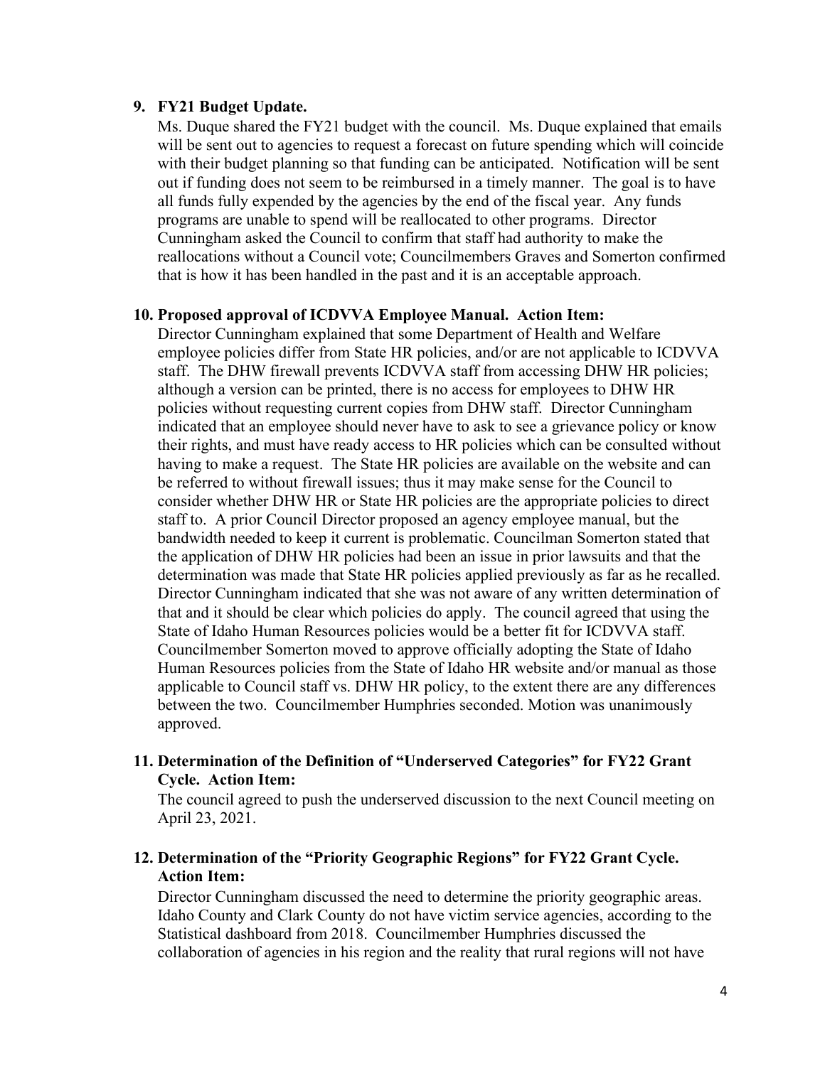9. **FY21 Budget Update.**

   Ms. Duque shared the FY21 budget with the council. Ms. Duque explained that emails will be sent out to agencies to request a forecast on future spending which will coincide with their budget planning so that funding can be anticipated. Notification will be sent out if funding does not seem to be reimbursed in a timely manner. The goal is to have all funds fully expended by the agencies by the end of the fiscal year. Any funds programs are unable to spend will be reallocated to other programs. Director Cunningham asked the Council to confirm that staff had authority to make the reallocations without a Council vote; Councilmembers Graves and Somerton confirmed that is how it has been handled in the past and it is an acceptable approach.

10. **Proposed approval of ICDVVA Employee Manual. Action Item:**

    Director Cunningham explained that some Department of Health and Welfare employee policies differ from State HR policies, and/or are not applicable to ICDVVA staff. The DHW firewall prevents ICDVVA staff from accessing DHW HR policies; although a version can be printed, there is no access for employees to DHW HR policies without requesting current copies from DHW staff. Director Cunningham indicated that an employee should never have to ask to see a grievance policy or know their rights, and must have ready access to HR policies which can be consulted without having to make a request. The State HR policies are available on the website and can be referred to without firewall issues; thus it may make sense for the Council to consider whether DHW HR or State HR policies are the appropriate policies to direct staff to. A prior Council Director proposed an agency employee manual, but the bandwidth needed to keep it current is problematic. Councilman Somerton stated that the application of DHW HR policies had been an issue in prior lawsuits and that the determination was made that State HR policies applied previously as far as he recalled. Director Cunningham indicated that she was not aware of any written determination of that and it should be clear which policies do apply. The council agreed that using the State of Idaho Human Resources policies would be a better fit for ICDVVA staff. Councilmember Somerton moved to approve officially adopting the State of Idaho Human Resources policies from the State of Idaho HR website and/or manual as those applicable to Council staff vs. DHW HR policy, to the extent there are any differences between the two. Councilmember Humphries seconded. Motion was unanimously approved.

11. **Determination of the Definition of "Underserved Categories" for FY22 Grant Cycle. Action Item:**

    The council agreed to push the underserved discussion to the next Council meeting on April 23, 2021.

12. **Determination of the "Priority Geographic Regions" for FY22 Grant Cycle. Action Item:**

    Director Cunningham discussed the need to determine the priority geographic areas. Idaho County and Clark County do not have victim service agencies, according to the Statistical dashboard from 2018. Councilmember Humphries discussed the collaboration of agencies in his region and the reality that rural regions will not have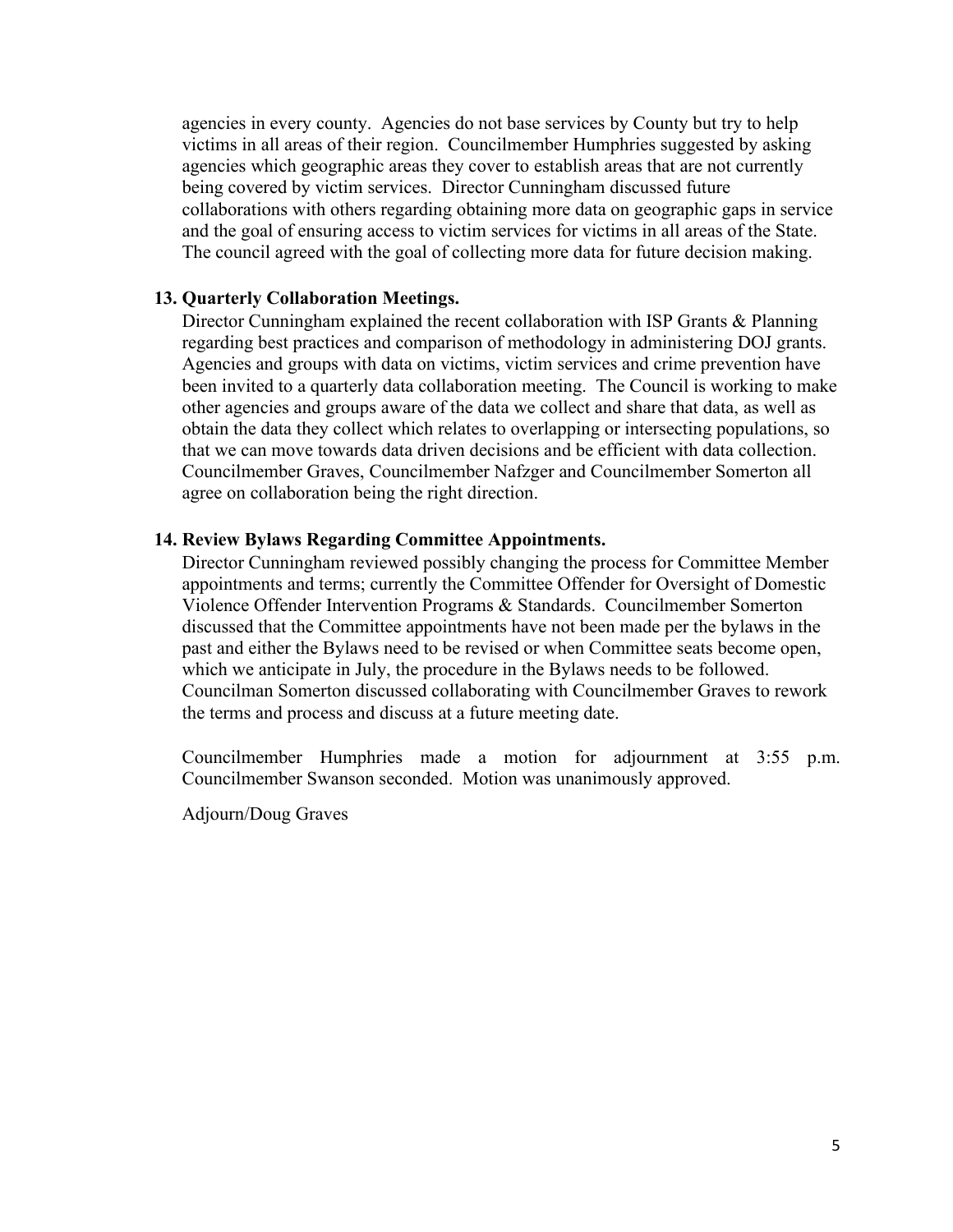agencies in every county. Agencies do not base services by County but try to help victims in all areas of their region. Councilmember Humphries suggested by asking agencies which geographic areas they cover to establish areas that are not currently being covered by victim services. Director Cunningham discussed future collaborations with others regarding obtaining more data on geographic gaps in service and the goal of ensuring access to victim services for victims in all areas of the State. The council agreed with the goal of collecting more data for future decision making.

**13. Quarterly Collaboration Meetings.**

Director Cunningham explained the recent collaboration with ISP Grants & Planning regarding best practices and comparison of methodology in administering DOJ grants. Agencies and groups with data on victims, victim services and crime prevention have been invited to a quarterly data collaboration meeting. The Council is working to make other agencies and groups aware of the data we collect and share that data, as well as obtain the data they collect which relates to overlapping or intersecting populations, so that we can move towards data driven decisions and be efficient with data collection. Councilmember Graves, Councilmember Nafzger and Councilmember Somerton all agree on collaboration being the right direction.

**14. Review Bylaws Regarding Committee Appointments.**

Director Cunningham reviewed possibly changing the process for Committee Member appointments and terms; currently the Committee Offender for Oversight of Domestic Violence Offender Intervention Programs & Standards. Councilmember Somerton discussed that the Committee appointments have not been made per the bylaws in the past and either the Bylaws need to be revised or when Committee seats become open, which we anticipate in July, the procedure in the Bylaws needs to be followed. Councilman Somerton discussed collaborating with Councilmember Graves to rework the terms and process and discuss at a future meeting date.

Councilmember Humphries made a motion for adjournment at 3:55 p.m. Councilmember Swanson seconded. Motion was unanimously approved.

Adjourn/Doug Graves